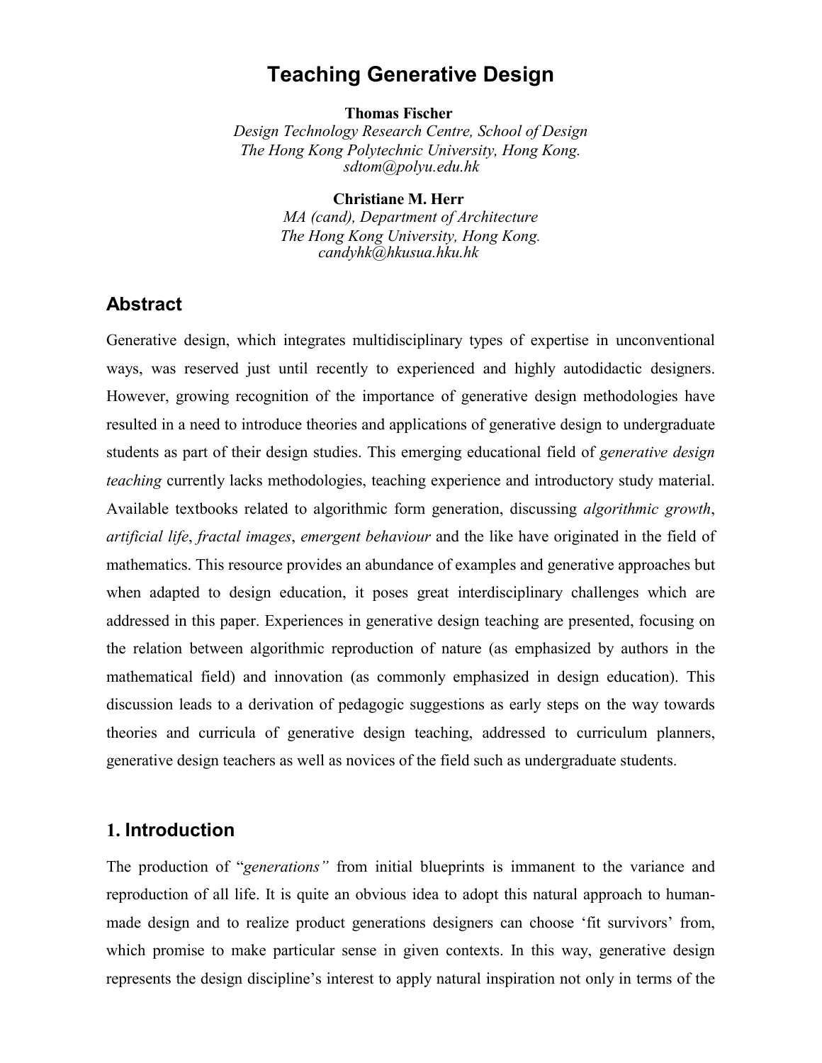# Teaching Generative Design

**Thomas Fischer**
*Design Technology Research Centre, School of Design*
*The Hong Kong Polytechnic University, Hong Kong.*
*sdtom@polyu.edu.hk*

**Christiane M. Herr**
*MA (cand), Department of Architecture*
*The Hong Kong University, Hong Kong.*
*candyhk@hkusua.hku.hk*

## Abstract

Generative design, which integrates multidisciplinary types of expertise in unconventional ways, was reserved just until recently to experienced and highly autodidactic designers. However, growing recognition of the importance of generative design methodologies have resulted in a need to introduce theories and applications of generative design to undergraduate students as part of their design studies. This emerging educational field of *generative design teaching* currently lacks methodologies, teaching experience and introductory study material. Available textbooks related to algorithmic form generation, discussing *algorithmic growth*, *artificial life*, *fractal images*, *emergent behaviour* and the like have originated in the field of mathematics. This resource provides an abundance of examples and generative approaches but when adapted to design education, it poses great interdisciplinary challenges which are addressed in this paper. Experiences in generative design teaching are presented, focusing on the relation between algorithmic reproduction of nature (as emphasized by authors in the mathematical field) and innovation (as commonly emphasized in design education). This discussion leads to a derivation of pedagogic suggestions as early steps on the way towards theories and curricula of generative design teaching, addressed to curriculum planners, generative design teachers as well as novices of the field such as undergraduate students.

## 1. Introduction

The production of "*generations"* from initial blueprints is immanent to the variance and reproduction of all life. It is quite an obvious idea to adopt this natural approach to human-made design and to realize product generations designers can choose 'fit survivors' from, which promise to make particular sense in given contexts. In this way, generative design represents the design discipline's interest to apply natural inspiration not only in terms of the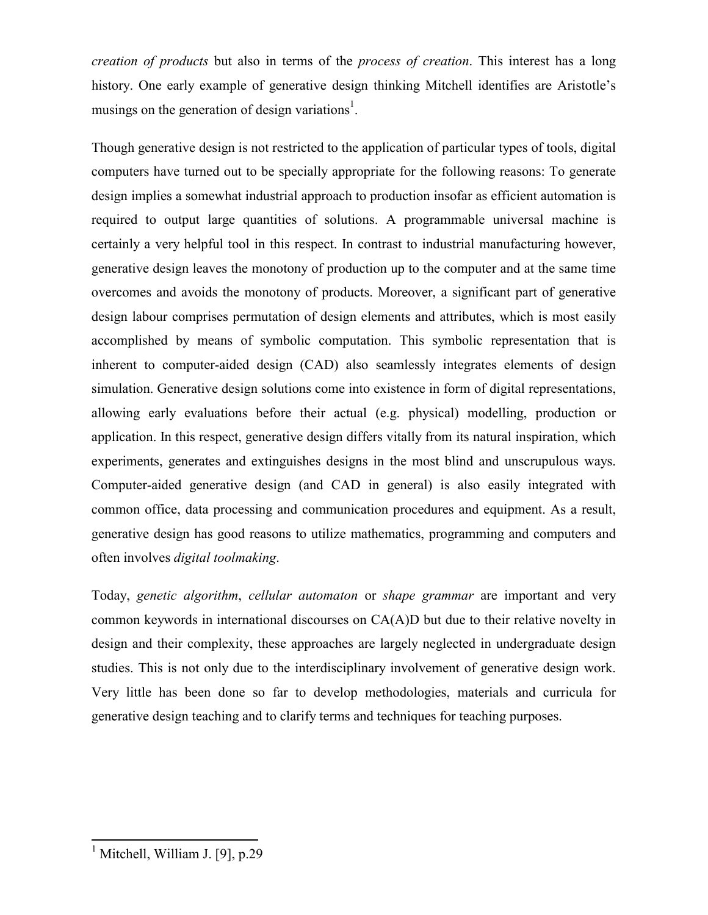*creation of products* but also in terms of the *process of creation*. This interest has a long history. One early example of generative design thinking Mitchell identifies are Aristotle's musings on the generation of design variations[1].

Though generative design is not restricted to the application of particular types of tools, digital computers have turned out to be specially appropriate for the following reasons: To generate design implies a somewhat industrial approach to production insofar as efficient automation is required to output large quantities of solutions. A programmable universal machine is certainly a very helpful tool in this respect. In contrast to industrial manufacturing however, generative design leaves the monotony of production up to the computer and at the same time overcomes and avoids the monotony of products. Moreover, a significant part of generative design labour comprises permutation of design elements and attributes, which is most easily accomplished by means of symbolic computation. This symbolic representation that is inherent to computer-aided design (CAD) also seamlessly integrates elements of design simulation. Generative design solutions come into existence in form of digital representations, allowing early evaluations before their actual (e.g. physical) modelling, production or application. In this respect, generative design differs vitally from its natural inspiration, which experiments, generates and extinguishes designs in the most blind and unscrupulous ways. Computer-aided generative design (and CAD in general) is also easily integrated with common office, data processing and communication procedures and equipment. As a result, generative design has good reasons to utilize mathematics, programming and computers and often involves *digital toolmaking*.

Today, *genetic algorithm*, *cellular automaton* or *shape grammar* are important and very common keywords in international discourses on CA(A)D but due to their relative novelty in design and their complexity, these approaches are largely neglected in undergraduate design studies. This is not only due to the interdisciplinary involvement of generative design work. Very little has been done so far to develop methodologies, materials and curricula for generative design teaching and to clarify terms and techniques for teaching purposes.

---

[1] Mitchell, William J. [9], p.29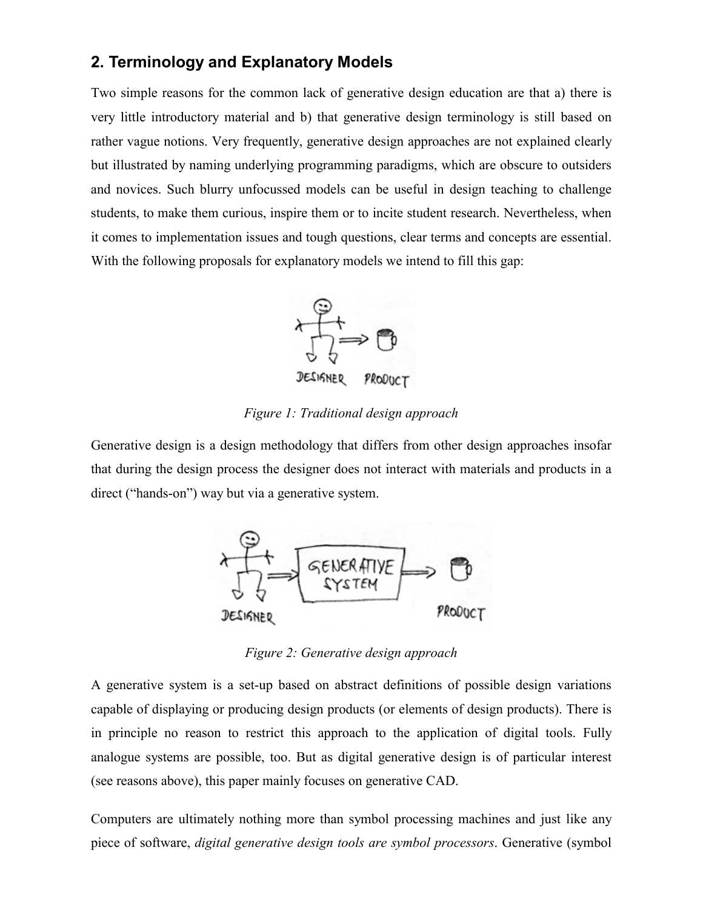## 2. Terminology and Explanatory Models

Two simple reasons for the common lack of generative design education are that a) there is very little introductory material and b) that generative design terminology is still based on rather vague notions. Very frequently, generative design approaches are not explained clearly but illustrated by naming underlying programming paradigms, which are obscure to outsiders and novices. Such blurry unfocussed models can be useful in design teaching to challenge students, to make them curious, inspire them or to incite student research. Nevertheless, when it comes to implementation issues and tough questions, clear terms and concepts are essential. With the following proposals for explanatory models we intend to fill this gap:

*Figure 1: Traditional design approach*

Generative design is a design methodology that differs from other design approaches insofar that during the design process the designer does not interact with materials and products in a direct ("hands-on") way but via a generative system.

*Figure 2: Generative design approach*

A generative system is a set-up based on abstract definitions of possible design variations capable of displaying or producing design products (or elements of design products). There is in principle no reason to restrict this approach to the application of digital tools. Fully analogue systems are possible, too. But as digital generative design is of particular interest (see reasons above), this paper mainly focuses on generative CAD.

Computers are ultimately nothing more than symbol processing machines and just like any piece of software, *digital generative design tools are symbol processors*. Generative (symbol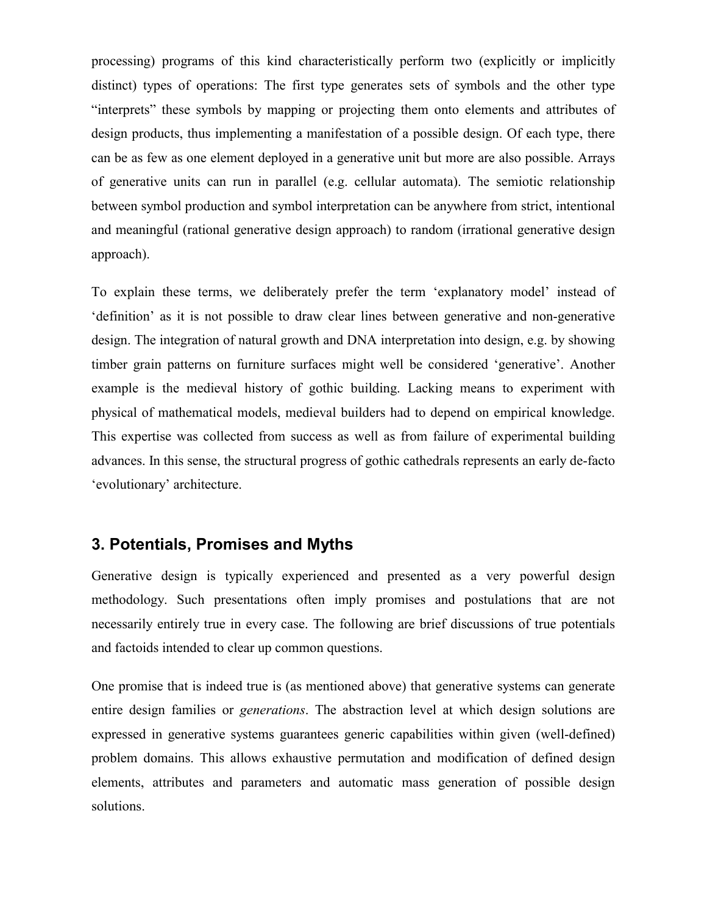processing) programs of this kind characteristically perform two (explicitly or implicitly distinct) types of operations: The first type generates sets of symbols and the other type "interprets" these symbols by mapping or projecting them onto elements and attributes of design products, thus implementing a manifestation of a possible design. Of each type, there can be as few as one element deployed in a generative unit but more are also possible. Arrays of generative units can run in parallel (e.g. cellular automata). The semiotic relationship between symbol production and symbol interpretation can be anywhere from strict, intentional and meaningful (rational generative design approach) to random (irrational generative design approach).

To explain these terms, we deliberately prefer the term 'explanatory model' instead of 'definition' as it is not possible to draw clear lines between generative and non-generative design. The integration of natural growth and DNA interpretation into design, e.g. by showing timber grain patterns on furniture surfaces might well be considered 'generative'. Another example is the medieval history of gothic building. Lacking means to experiment with physical of mathematical models, medieval builders had to depend on empirical knowledge. This expertise was collected from success as well as from failure of experimental building advances. In this sense, the structural progress of gothic cathedrals represents an early de-facto 'evolutionary' architecture.

## 3. Potentials, Promises and Myths

Generative design is typically experienced and presented as a very powerful design methodology. Such presentations often imply promises and postulations that are not necessarily entirely true in every case. The following are brief discussions of true potentials and factoids intended to clear up common questions.

One promise that is indeed true is (as mentioned above) that generative systems can generate entire design families or *generations*. The abstraction level at which design solutions are expressed in generative systems guarantees generic capabilities within given (well-defined) problem domains. This allows exhaustive permutation and modification of defined design elements, attributes and parameters and automatic mass generation of possible design solutions.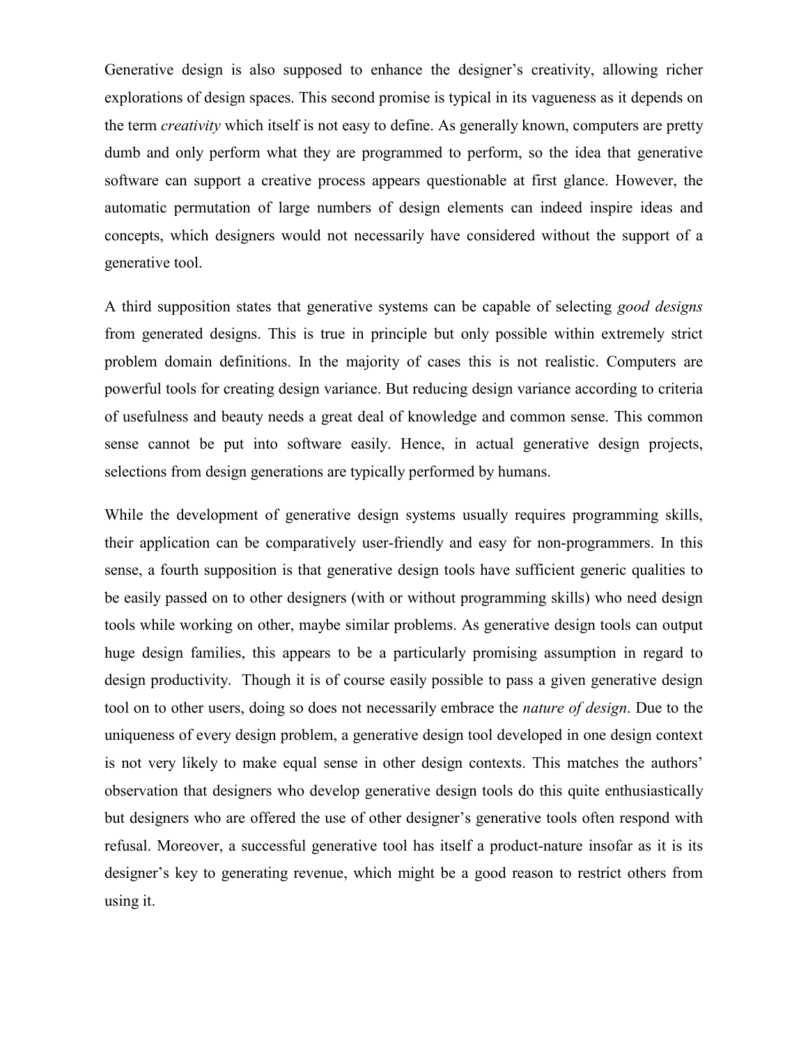Generative design is also supposed to enhance the designer's creativity, allowing richer explorations of design spaces. This second promise is typical in its vagueness as it depends on the term *creativity* which itself is not easy to define. As generally known, computers are pretty dumb and only perform what they are programmed to perform, so the idea that generative software can support a creative process appears questionable at first glance. However, the automatic permutation of large numbers of design elements can indeed inspire ideas and concepts, which designers would not necessarily have considered without the support of a generative tool.

A third supposition states that generative systems can be capable of selecting *good designs* from generated designs. This is true in principle but only possible within extremely strict problem domain definitions. In the majority of cases this is not realistic. Computers are powerful tools for creating design variance. But reducing design variance according to criteria of usefulness and beauty needs a great deal of knowledge and common sense. This common sense cannot be put into software easily. Hence, in actual generative design projects, selections from design generations are typically performed by humans.

While the development of generative design systems usually requires programming skills, their application can be comparatively user-friendly and easy for non-programmers. In this sense, a fourth supposition is that generative design tools have sufficient generic qualities to be easily passed on to other designers (with or without programming skills) who need design tools while working on other, maybe similar problems. As generative design tools can output huge design families, this appears to be a particularly promising assumption in regard to design productivity. Though it is of course easily possible to pass a given generative design tool on to other users, doing so does not necessarily embrace the *nature of design*. Due to the uniqueness of every design problem, a generative design tool developed in one design context is not very likely to make equal sense in other design contexts. This matches the authors' observation that designers who develop generative design tools do this quite enthusiastically but designers who are offered the use of other designer's generative tools often respond with refusal. Moreover, a successful generative tool has itself a product-nature insofar as it is its designer's key to generating revenue, which might be a good reason to restrict others from using it.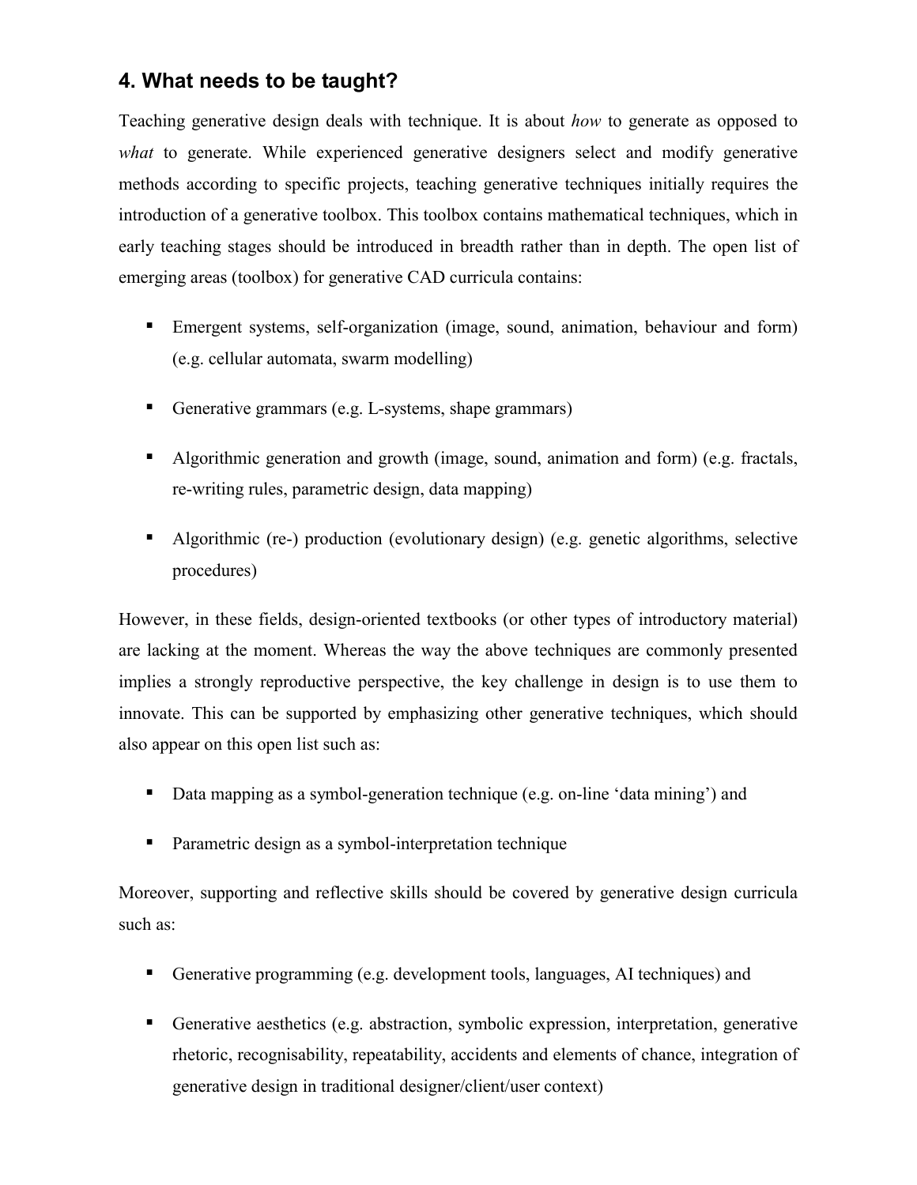## 4. What needs to be taught?

Teaching generative design deals with technique. It is about *how* to generate as opposed to *what* to generate. While experienced generative designers select and modify generative methods according to specific projects, teaching generative techniques initially requires the introduction of a generative toolbox. This toolbox contains mathematical techniques, which in early teaching stages should be introduced in breadth rather than in depth. The open list of emerging areas (toolbox) for generative CAD curricula contains:

- Emergent systems, self-organization (image, sound, animation, behaviour and form) (e.g. cellular automata, swarm modelling)
- Generative grammars (e.g. L-systems, shape grammars)
- Algorithmic generation and growth (image, sound, animation and form) (e.g. fractals, re-writing rules, parametric design, data mapping)
- Algorithmic (re-) production (evolutionary design) (e.g. genetic algorithms, selective procedures)

However, in these fields, design-oriented textbooks (or other types of introductory material) are lacking at the moment. Whereas the way the above techniques are commonly presented implies a strongly reproductive perspective, the key challenge in design is to use them to innovate. This can be supported by emphasizing other generative techniques, which should also appear on this open list such as:

- Data mapping as a symbol-generation technique (e.g. on-line 'data mining') and
- Parametric design as a symbol-interpretation technique

Moreover, supporting and reflective skills should be covered by generative design curricula such as:

- Generative programming (e.g. development tools, languages, AI techniques) and
- Generative aesthetics (e.g. abstraction, symbolic expression, interpretation, generative rhetoric, recognisability, repeatability, accidents and elements of chance, integration of generative design in traditional designer/client/user context)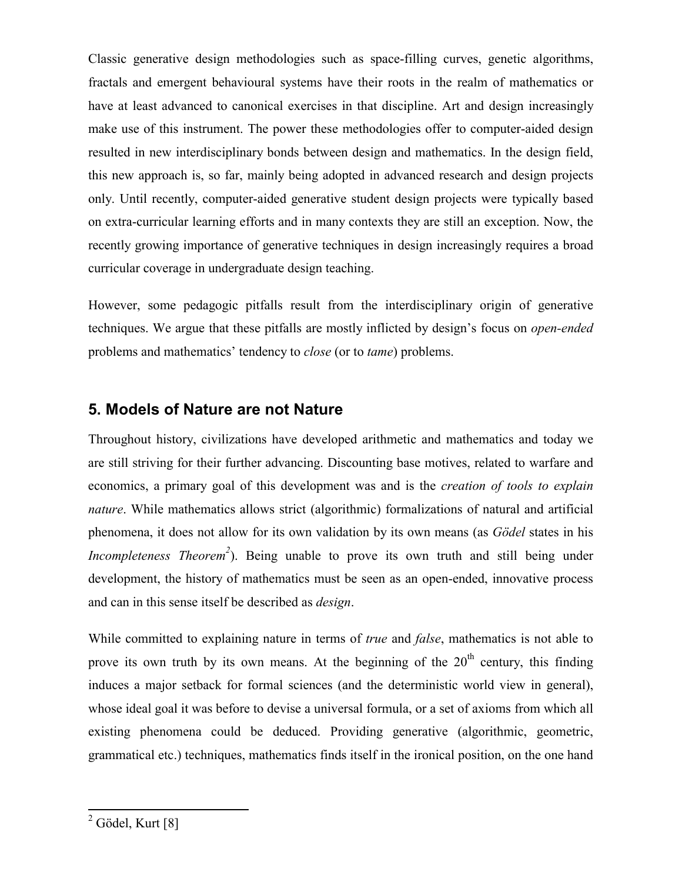Classic generative design methodologies such as space-filling curves, genetic algorithms, fractals and emergent behavioural systems have their roots in the realm of mathematics or have at least advanced to canonical exercises in that discipline. Art and design increasingly make use of this instrument. The power these methodologies offer to computer-aided design resulted in new interdisciplinary bonds between design and mathematics. In the design field, this new approach is, so far, mainly being adopted in advanced research and design projects only. Until recently, computer-aided generative student design projects were typically based on extra-curricular learning efforts and in many contexts they are still an exception. Now, the recently growing importance of generative techniques in design increasingly requires a broad curricular coverage in undergraduate design teaching.

However, some pedagogic pitfalls result from the interdisciplinary origin of generative techniques. We argue that these pitfalls are mostly inflicted by design's focus on *open-ended* problems and mathematics' tendency to *close* (or to *tame*) problems.

## 5. Models of Nature are not Nature

Throughout history, civilizations have developed arithmetic and mathematics and today we are still striving for their further advancing. Discounting base motives, related to warfare and economics, a primary goal of this development was and is the *creation of tools to explain nature*. While mathematics allows strict (algorithmic) formalizations of natural and artificial phenomena, it does not allow for its own validation by its own means (as *Gödel* states in his *Incompleteness Theorem*[2]). Being unable to prove its own truth and still being under development, the history of mathematics must be seen as an open-ended, innovative process and can in this sense itself be described as *design*.

While committed to explaining nature in terms of *true* and *false*, mathematics is not able to prove its own truth by its own means. At the beginning of the 20th century, this finding induces a major setback for formal sciences (and the deterministic world view in general), whose ideal goal it was before to devise a universal formula, or a set of axioms from which all existing phenomena could be deduced. Providing generative (algorithmic, geometric, grammatical etc.) techniques, mathematics finds itself in the ironical position, on the one hand

[2] Gödel, Kurt [8]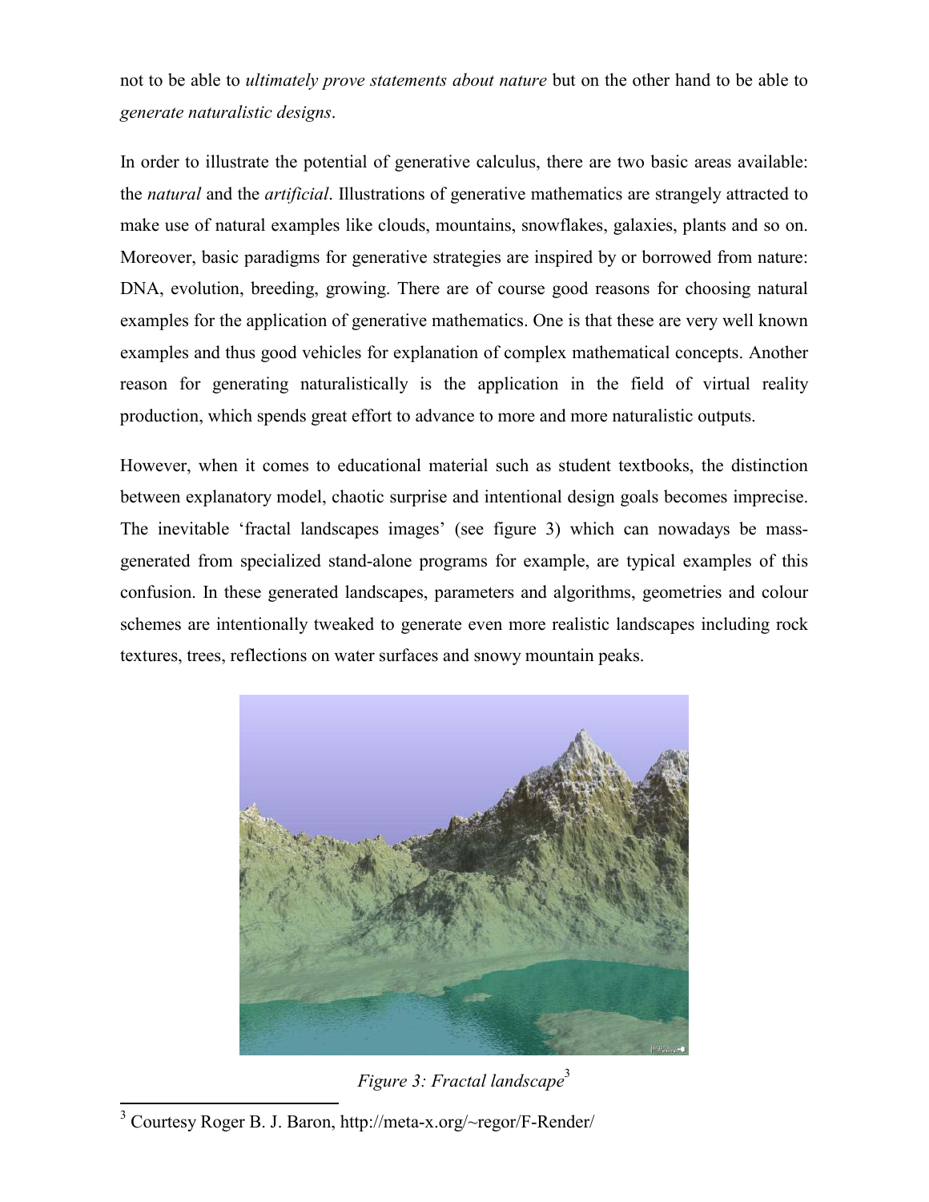not to be able to *ultimately prove statements about nature* but on the other hand to be able to *generate naturalistic designs*.

In order to illustrate the potential of generative calculus, there are two basic areas available: the *natural* and the *artificial*. Illustrations of generative mathematics are strangely attracted to make use of natural examples like clouds, mountains, snowflakes, galaxies, plants and so on. Moreover, basic paradigms for generative strategies are inspired by or borrowed from nature: DNA, evolution, breeding, growing. There are of course good reasons for choosing natural examples for the application of generative mathematics. One is that these are very well known examples and thus good vehicles for explanation of complex mathematical concepts. Another reason for generating naturalistically is the application in the field of virtual reality production, which spends great effort to advance to more and more naturalistic outputs.

However, when it comes to educational material such as student textbooks, the distinction between explanatory model, chaotic surprise and intentional design goals becomes imprecise. The inevitable 'fractal landscapes images' (see figure 3) which can nowadays be mass-generated from specialized stand-alone programs for example, are typical examples of this confusion. In these generated landscapes, parameters and algorithms, geometries and colour schemes are intentionally tweaked to generate even more realistic landscapes including rock textures, trees, reflections on water surfaces and snowy mountain peaks.

*Figure 3: Fractal landscape*[3]

[3] Courtesy Roger B. J. Baron, http://meta-x.org/~regor/F-Render/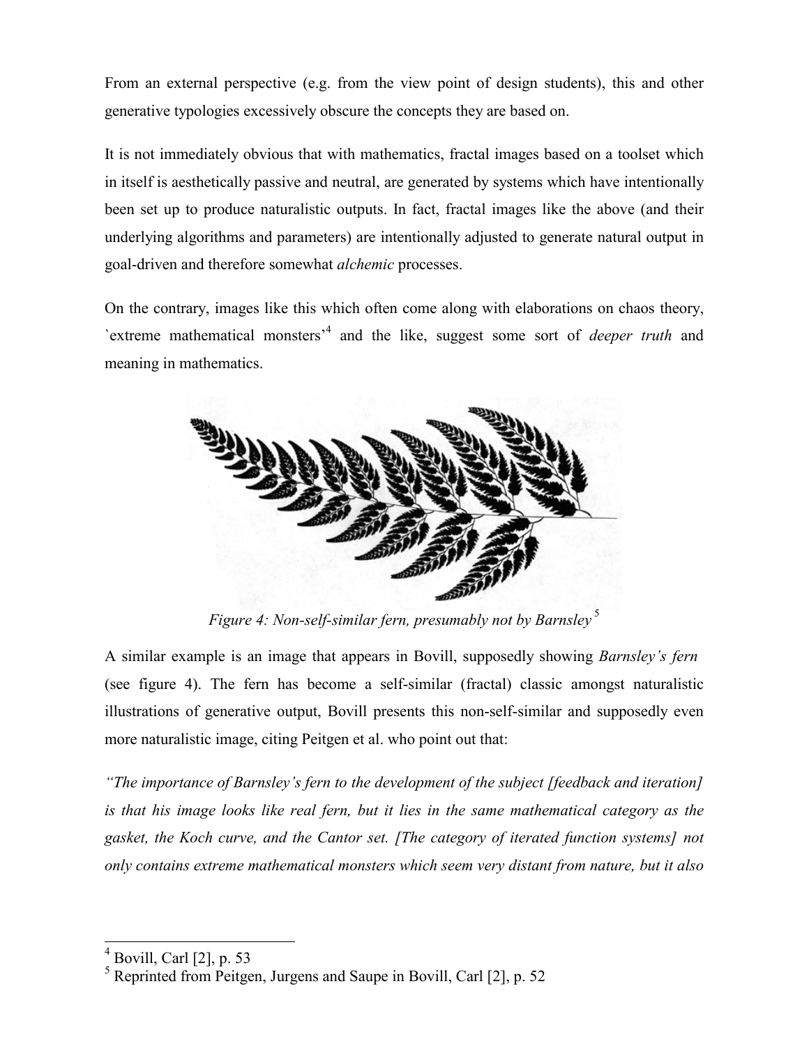From an external perspective (e.g. from the view point of design students), this and other generative typologies excessively obscure the concepts they are based on.

It is not immediately obvious that with mathematics, fractal images based on a toolset which in itself is aesthetically passive and neutral, are generated by systems which have intentionally been set up to produce naturalistic outputs. In fact, fractal images like the above (and their underlying algorithms and parameters) are intentionally adjusted to generate natural output in goal-driven and therefore somewhat *alchemic* processes.

On the contrary, images like this which often come along with elaborations on chaos theory, `extreme mathematical monsters'[4] and the like, suggest some sort of *deeper truth* and meaning in mathematics.

*Figure 4: Non-self-similar fern, presumably not by Barnsley*[5]

A similar example is an image that appears in Bovill, supposedly showing *Barnsley's fern* (see figure 4). The fern has become a self-similar (fractal) classic amongst naturalistic illustrations of generative output, Bovill presents this non-self-similar and supposedly even more naturalistic image, citing Peitgen et al. who point out that:

*"The importance of Barnsley's fern to the development of the subject [feedback and iteration] is that his image looks like real fern, but it lies in the same mathematical category as the gasket, the Koch curve, and the Cantor set. [The category of iterated function systems] not only contains extreme mathematical monsters which seem very distant from nature, but it also*

---

[4] Bovill, Carl [2], p. 53

[5] Reprinted from Peitgen, Jurgens and Saupe in Bovill, Carl [2], p. 52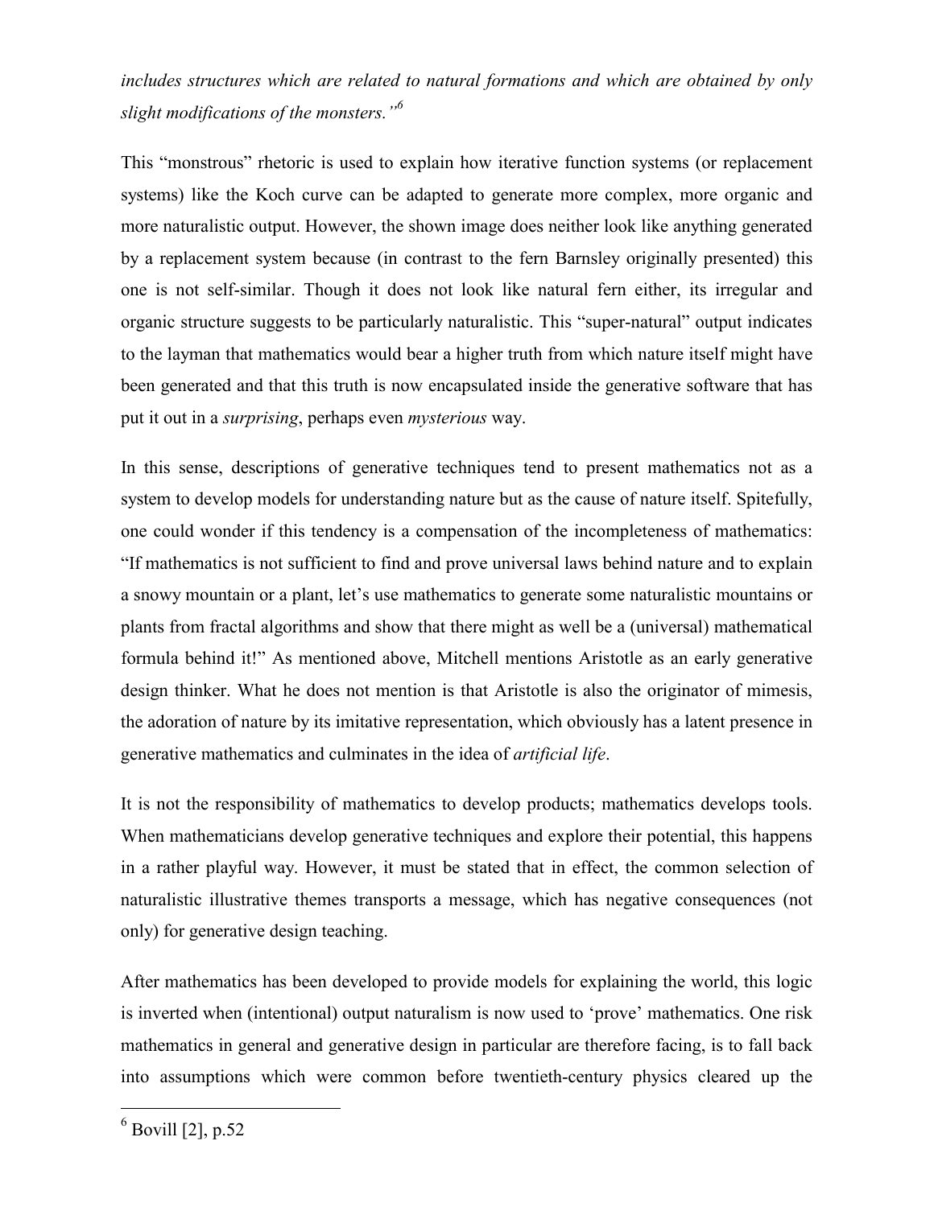*includes structures which are related to natural formations and which are obtained by only slight modifications of the monsters."*[6]

This "monstrous" rhetoric is used to explain how iterative function systems (or replacement systems) like the Koch curve can be adapted to generate more complex, more organic and more naturalistic output. However, the shown image does neither look like anything generated by a replacement system because (in contrast to the fern Barnsley originally presented) this one is not self-similar. Though it does not look like natural fern either, its irregular and organic structure suggests to be particularly naturalistic. This "super-natural" output indicates to the layman that mathematics would bear a higher truth from which nature itself might have been generated and that this truth is now encapsulated inside the generative software that has put it out in a *surprising*, perhaps even *mysterious* way.

In this sense, descriptions of generative techniques tend to present mathematics not as a system to develop models for understanding nature but as the cause of nature itself. Spitefully, one could wonder if this tendency is a compensation of the incompleteness of mathematics: "If mathematics is not sufficient to find and prove universal laws behind nature and to explain a snowy mountain or a plant, let's use mathematics to generate some naturalistic mountains or plants from fractal algorithms and show that there might as well be a (universal) mathematical formula behind it!" As mentioned above, Mitchell mentions Aristotle as an early generative design thinker. What he does not mention is that Aristotle is also the originator of mimesis, the adoration of nature by its imitative representation, which obviously has a latent presence in generative mathematics and culminates in the idea of *artificial life*.

It is not the responsibility of mathematics to develop products; mathematics develops tools. When mathematicians develop generative techniques and explore their potential, this happens in a rather playful way. However, it must be stated that in effect, the common selection of naturalistic illustrative themes transports a message, which has negative consequences (not only) for generative design teaching.

After mathematics has been developed to provide models for explaining the world, this logic is inverted when (intentional) output naturalism is now used to 'prove' mathematics. One risk mathematics in general and generative design in particular are therefore facing, is to fall back into assumptions which were common before twentieth-century physics cleared up the

[6] Bovill [2], p.52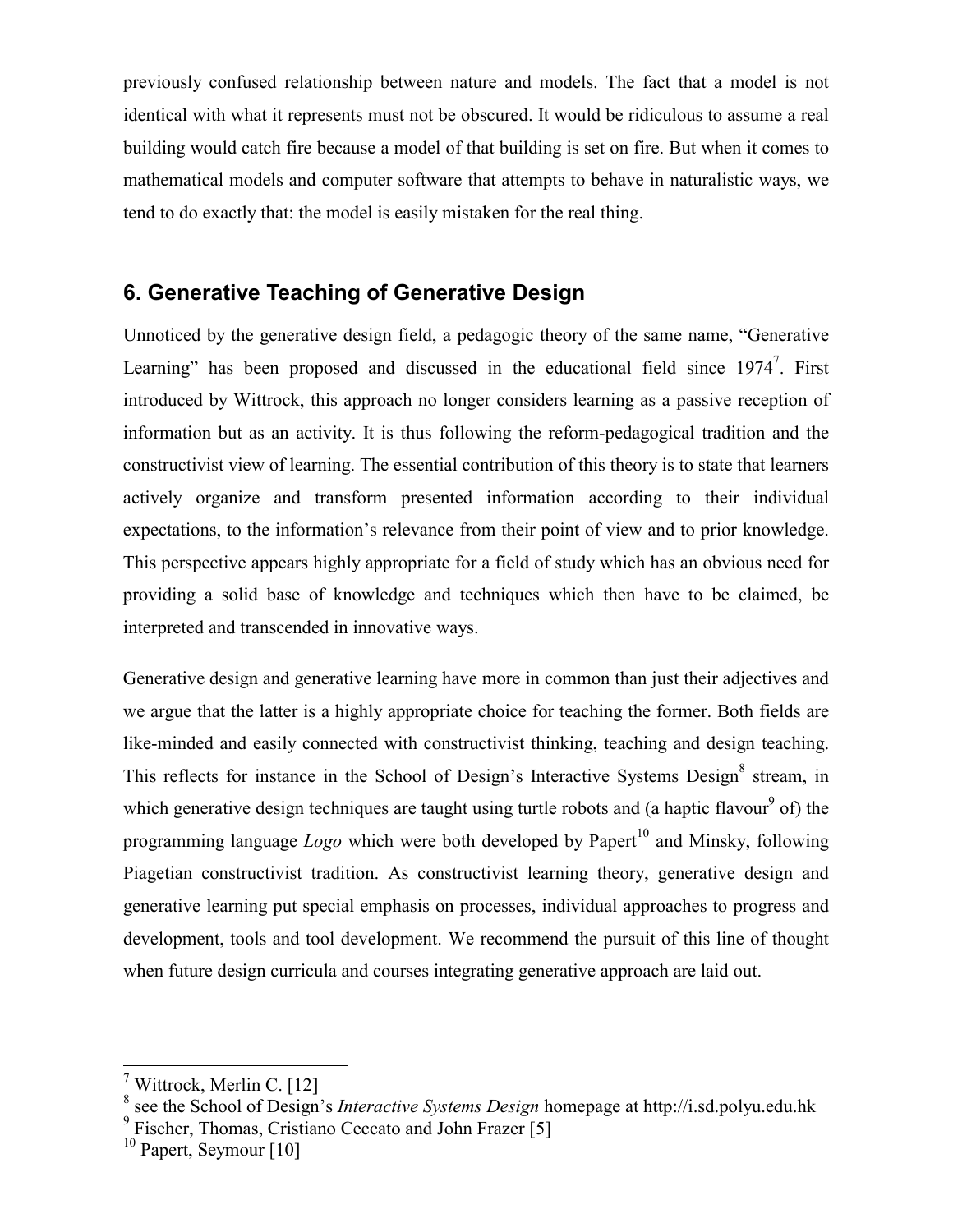previously confused relationship between nature and models. The fact that a model is not identical with what it represents must not be obscured. It would be ridiculous to assume a real building would catch fire because a model of that building is set on fire. But when it comes to mathematical models and computer software that attempts to behave in naturalistic ways, we tend to do exactly that: the model is easily mistaken for the real thing.

## 6. Generative Teaching of Generative Design

Unnoticed by the generative design field, a pedagogic theory of the same name, "Generative Learning" has been proposed and discussed in the educational field since 1974[7]. First introduced by Wittrock, this approach no longer considers learning as a passive reception of information but as an activity. It is thus following the reform-pedagogical tradition and the constructivist view of learning. The essential contribution of this theory is to state that learners actively organize and transform presented information according to their individual expectations, to the information's relevance from their point of view and to prior knowledge. This perspective appears highly appropriate for a field of study which has an obvious need for providing a solid base of knowledge and techniques which then have to be claimed, be interpreted and transcended in innovative ways.

Generative design and generative learning have more in common than just their adjectives and we argue that the latter is a highly appropriate choice for teaching the former. Both fields are like-minded and easily connected with constructivist thinking, teaching and design teaching. This reflects for instance in the School of Design's Interactive Systems Design[8] stream, in which generative design techniques are taught using turtle robots and (a haptic flavour[9] of) the programming language *Logo* which were both developed by Papert[10] and Minsky, following Piagetian constructivist tradition. As constructivist learning theory, generative design and generative learning put special emphasis on processes, individual approaches to progress and development, tools and tool development. We recommend the pursuit of this line of thought when future design curricula and courses integrating generative approach are laid out.

---

[7] Wittrock, Merlin C. [12]

[8] see the School of Design's *Interactive Systems Design* homepage at http://i.sd.polyu.edu.hk

[9] Fischer, Thomas, Cristiano Ceccato and John Frazer [5]

[10] Papert, Seymour [10]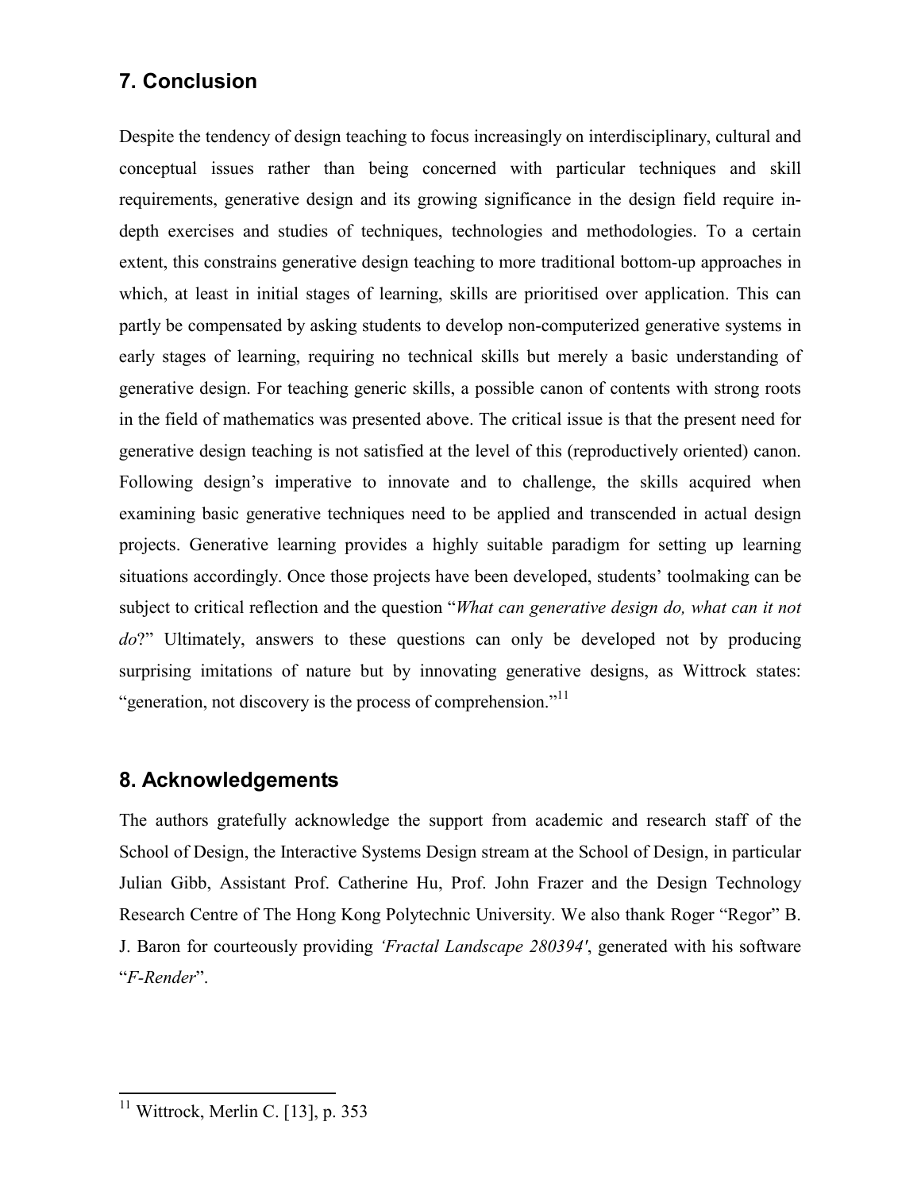## 7. Conclusion

Despite the tendency of design teaching to focus increasingly on interdisciplinary, cultural and conceptual issues rather than being concerned with particular techniques and skill requirements, generative design and its growing significance in the design field require in-depth exercises and studies of techniques, technologies and methodologies. To a certain extent, this constrains generative design teaching to more traditional bottom-up approaches in which, at least in initial stages of learning, skills are prioritised over application. This can partly be compensated by asking students to develop non-computerized generative systems in early stages of learning, requiring no technical skills but merely a basic understanding of generative design. For teaching generic skills, a possible canon of contents with strong roots in the field of mathematics was presented above. The critical issue is that the present need for generative design teaching is not satisfied at the level of this (reproductively oriented) canon. Following design's imperative to innovate and to challenge, the skills acquired when examining basic generative techniques need to be applied and transcended in actual design projects. Generative learning provides a highly suitable paradigm for setting up learning situations accordingly. Once those projects have been developed, students' toolmaking can be subject to critical reflection and the question "*What can generative design do, what can it not do*?" Ultimately, answers to these questions can only be developed not by producing surprising imitations of nature but by innovating generative designs, as Wittrock states: "generation, not discovery is the process of comprehension."[11]

## 8. Acknowledgements

The authors gratefully acknowledge the support from academic and research staff of the School of Design, the Interactive Systems Design stream at the School of Design, in particular Julian Gibb, Assistant Prof. Catherine Hu, Prof. John Frazer and the Design Technology Research Centre of The Hong Kong Polytechnic University. We also thank Roger "Regor" B. J. Baron for courteously providing *'Fractal Landscape 280394'*, generated with his software "*F-Render*".

[11] Wittrock, Merlin C. [13], p. 353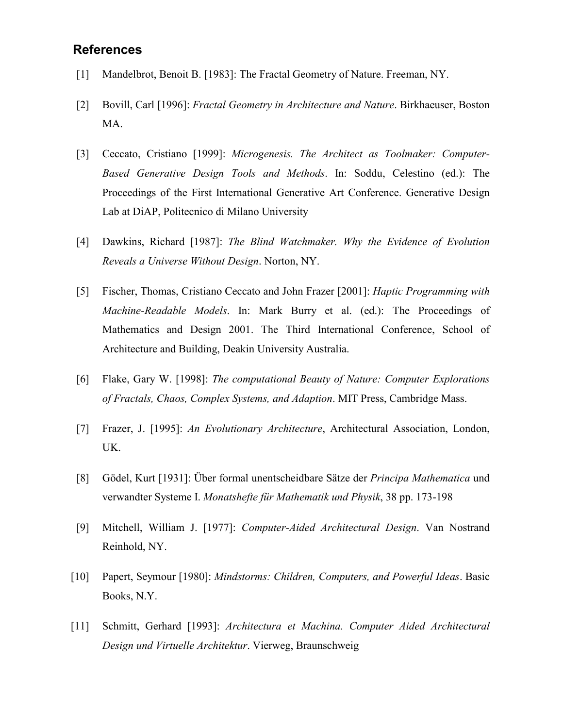## References

[1] Mandelbrot, Benoit B. [1983]: The Fractal Geometry of Nature. Freeman, NY.

[2] Bovill, Carl [1996]: *Fractal Geometry in Architecture and Nature*. Birkhaeuser, Boston MA.

[3] Ceccato, Cristiano [1999]: *Microgenesis. The Architect as Toolmaker: Computer-Based Generative Design Tools and Methods*. In: Soddu, Celestino (ed.): The Proceedings of the First International Generative Art Conference. Generative Design Lab at DiAP, Politecnico di Milano University

[4] Dawkins, Richard [1987]: *The Blind Watchmaker. Why the Evidence of Evolution Reveals a Universe Without Design*. Norton, NY.

[5] Fischer, Thomas, Cristiano Ceccato and John Frazer [2001]: *Haptic Programming with Machine-Readable Models*. In: Mark Burry et al. (ed.): The Proceedings of Mathematics and Design 2001. The Third International Conference, School of Architecture and Building, Deakin University Australia.

[6] Flake, Gary W. [1998]: *The computational Beauty of Nature: Computer Explorations of Fractals, Chaos, Complex Systems, and Adaption*. MIT Press, Cambridge Mass.

[7] Frazer, J. [1995]: *An Evolutionary Architecture*, Architectural Association, London, UK.

[8] Gödel, Kurt [1931]: Über formal unentscheidbare Sätze der *Principa Mathematica* und verwandter Systeme I. *Monatshefte für Mathematik und Physik*, 38 pp. 173-198

[9] Mitchell, William J. [1977]: *Computer-Aided Architectural Design*. Van Nostrand Reinhold, NY.

[10] Papert, Seymour [1980]: *Mindstorms: Children, Computers, and Powerful Ideas*. Basic Books, N.Y.

[11] Schmitt, Gerhard [1993]: *Architectura et Machina. Computer Aided Architectural Design und Virtuelle Architektur*. Vierweg, Braunschweig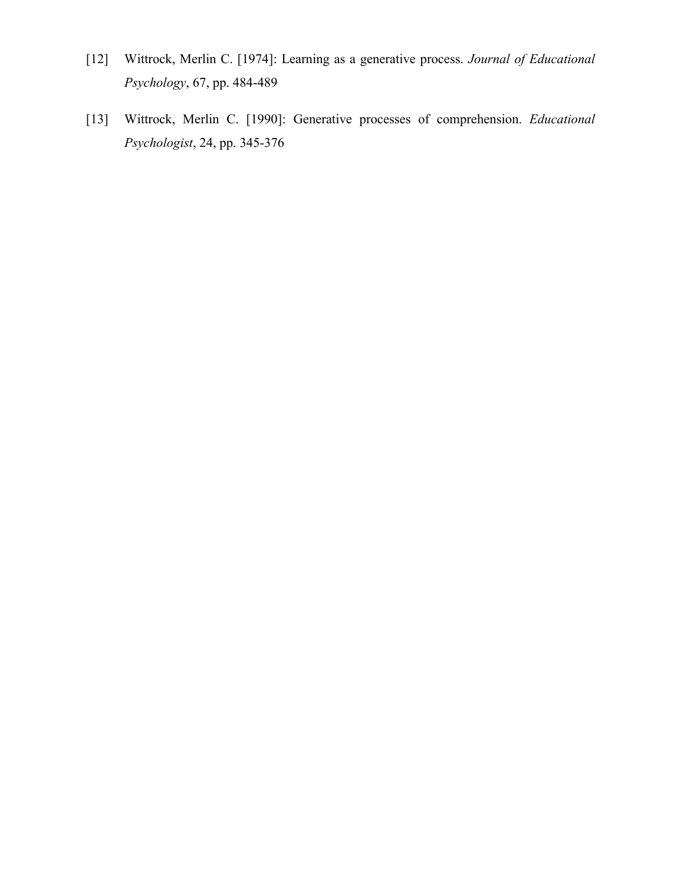[12] Wittrock, Merlin C. [1974]: Learning as a generative process. *Journal of Educational Psychology*, 67, pp. 484-489

[13] Wittrock, Merlin C. [1990]: Generative processes of comprehension. *Educational Psychologist*, 24, pp. 345-376